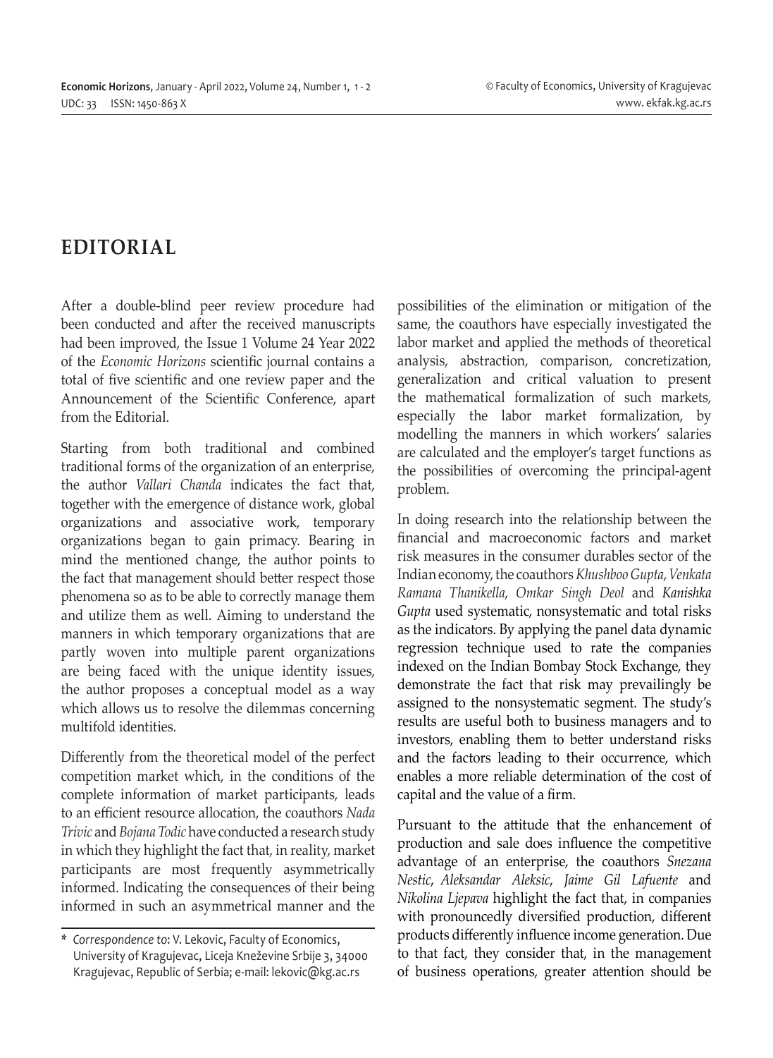# EDITORIAL

After a double-blind peer review procedure had been conducted and after the received manuscripts had been improved, the Issue 1 Volume 24 Year 2022 of the *Economic Horizons* scientific journal contains a total of five scientific and one review paper and the Announcement of the Scientific Conference, apart from the Editorial.

Starting from both traditional and combined traditional forms of the organization of an enterprise, the author *Vallari Chanda* indicates the fact that, together with the emergence of distance work, global organizations and associative work, temporary organizations began to gain primacy. Bearing in mind the mentioned change, the author points to the fact that management should better respect those phenomena so as to be able to correctly manage them and utilize them as well. Aiming to understand the manners in which temporary organizations that are partly woven into multiple parent organizations are being faced with the unique identity issues, the author proposes a conceptual model as a way which allows us to resolve the dilemmas concerning multifold identities.

Differently from the theoretical model of the perfect competition market which, in the conditions of the complete information of market participants, leads to an efficient resource allocation, the coauthors *Nada Trivic* and *Bojana Todic* have conducted a research study in which they highlight the fact that, in reality, market participants are most frequently asymmetrically informed. Indicating the consequences of their being informed in such an asymmetrical manner and the possibilities of the elimination or mitigation of the same, the coauthors have especially investigated the labor market and applied the methods of theoretical analysis, abstraction, comparison, concretization, generalization and critical valuation to present the mathematical formalization of such markets, especially the labor market formalization, by modelling the manners in which workers' salaries are calculated and the employer's target functions as the possibilities of overcoming the principal-agent problem.

In doing research into the relationship between the financial and macroeconomic factors and market risk measures in the consumer durables sector of the Indian economy, the coauthors *Khushboo Gupta*, *Venkata Ramana Thanikella*, *Omkar Singh Deol* and *Kanishka Gupta* used systematic, nonsystematic and total risks as the indicators. By applying the panel data dynamic regression technique used to rate the companies indexed on the Indian Bombay Stock Exchange, they demonstrate the fact that risk may prevailingly be assigned to the nonsystematic segment. The study's results are useful both to business managers and to investors, enabling them to better understand risks and the factors leading to their occurrence, which enables a more reliable determination of the cost of capital and the value of a firm.

Pursuant to the attitude that the enhancement of production and sale does influence the competitive advantage of an enterprise, the coauthors *Snezana Nestic*, *Aleksandar Aleksic*, *Jaime Gil Lafuente* and *Nikolina Ljepava* highlight the fact that, in companies with pronouncedly diversified production, different products differently influence income generation. Due to that fact, they consider that, in the management of business operations, greater attention should be

\* *Correspondence to*: V. Lekovic, Faculty of Economics, University of Kragujevac, Liceja Kneževine Srbije 3, 34000 Kragujevac, Republic of Serbia; e-mail: lekovic@kg.ac.rs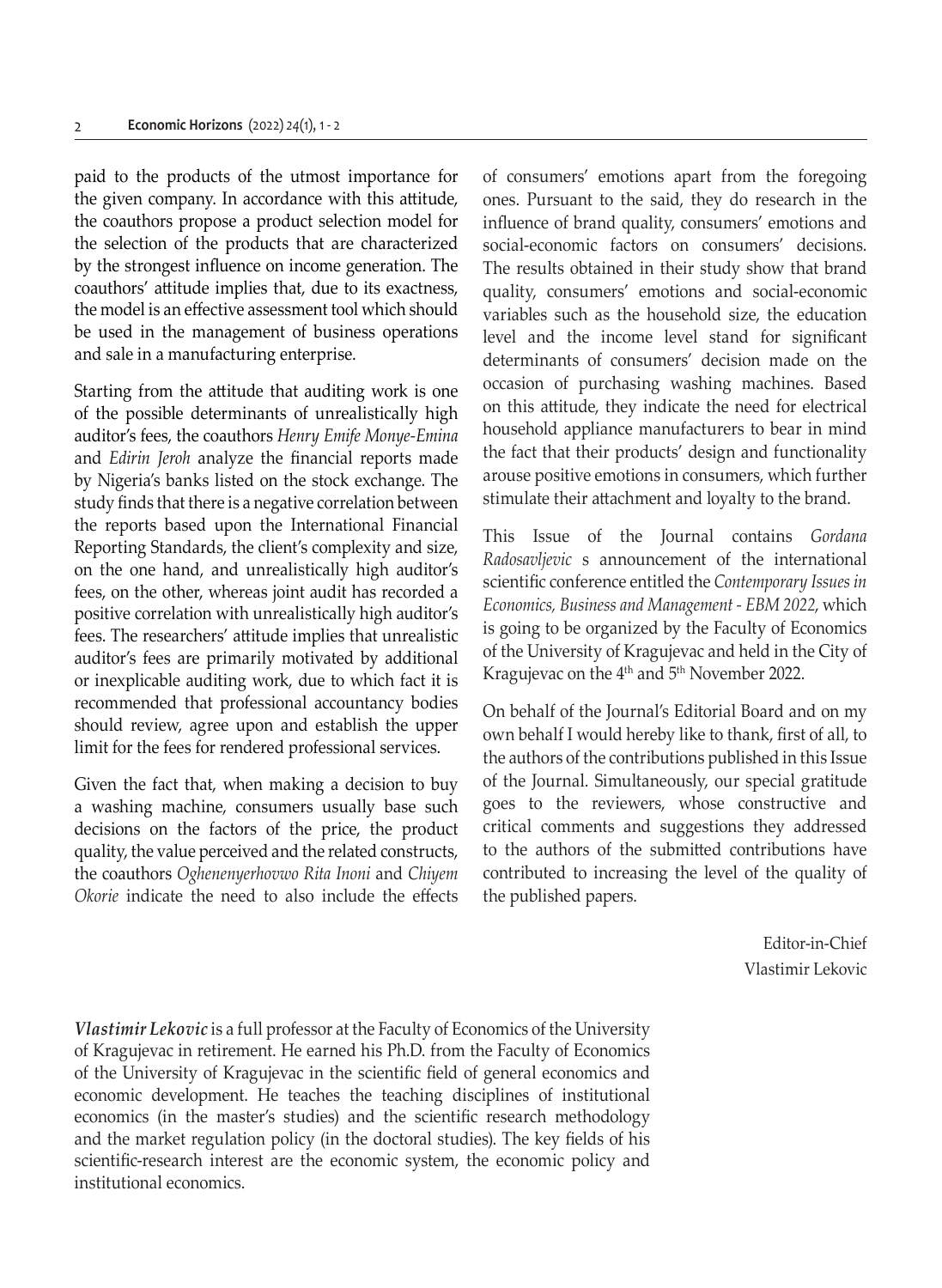paid to the products of the utmost importance for the given company. In accordance with this attitude, the coauthors propose a product selection model for the selection of the products that are characterized by the strongest influence on income generation. The coauthors' attitude implies that, due to its exactness, the model is an effective assessment tool which should be used in the management of business operations and sale in a manufacturing enterprise.

Starting from the attitude that auditing work is one of the possible determinants of unrealistically high auditor's fees, the coauthors *Henry Emife Monye-Emina* and *Edirin Jeroh* analyze the financial reports made by Nigeria's banks listed on the stock exchange. The study finds that there is a negative correlation between the reports based upon the International Financial Reporting Standards, the client's complexity and size, on the one hand, and unrealistically high auditor's fees, on the other, whereas joint audit has recorded a positive correlation with unrealistically high auditor's fees. The researchers' attitude implies that unrealistic auditor's fees are primarily motivated by additional or inexplicable auditing work, due to which fact it is recommended that professional accountancy bodies should review, agree upon and establish the upper limit for the fees for rendered professional services.

Given the fact that, when making a decision to buy a washing machine, consumers usually base such decisions on the factors of the price, the product quality, the value perceived and the related constructs, the coauthors *Oghenenyerhovwo Rita Inoni* and *Chiyem Okorie* indicate the need to also include the effects of consumers' emotions apart from the foregoing ones. Pursuant to the said, they do research in the influence of brand quality, consumers' emotions and social-economic factors on consumers' decisions. The results obtained in their study show that brand quality, consumers' emotions and social-economic variables such as the household size, the education level and the income level stand for significant determinants of consumers' decision made on the occasion of purchasing washing machines. Based on this attitude, they indicate the need for electrical household appliance manufacturers to bear in mind the fact that their products' design and functionality arouse positive emotions in consumers, which further stimulate their attachment and loyalty to the brand.

This Issue of the Journal contains *Gordana Radosavljevic* s announcement of the international scientific conference entitled the *Contemporary Issues in Economics, Business and Management - EBM 2022*, which is going to be organized by the Faculty of Economics of the University of Kragujevac and held in the City of Kragujevac on the 4th and 5th November 2022.

On behalf of the Journal's Editorial Board and on my own behalf I would hereby like to thank, first of all, to the authors of the contributions published in this Issue of the Journal. Simultaneously, our special gratitude goes to the reviewers, whose constructive and critical comments and suggestions they addressed to the authors of the submitted contributions have contributed to increasing the level of the quality of the published papers.

Editor-in-Chief
Vlastimir Lekovic

***Vlastimir Lekovic*** is a full professor at the Faculty of Economics of the University of Kragujevac in retirement. He earned his Ph.D. from the Faculty of Economics of the University of Kragujevac in the scientific field of general economics and economic development. He teaches the teaching disciplines of institutional economics (in the master's studies) and the scientific research methodology and the market regulation policy (in the doctoral studies). The key fields of his scientific-research interest are the economic system, the economic policy and institutional economics.